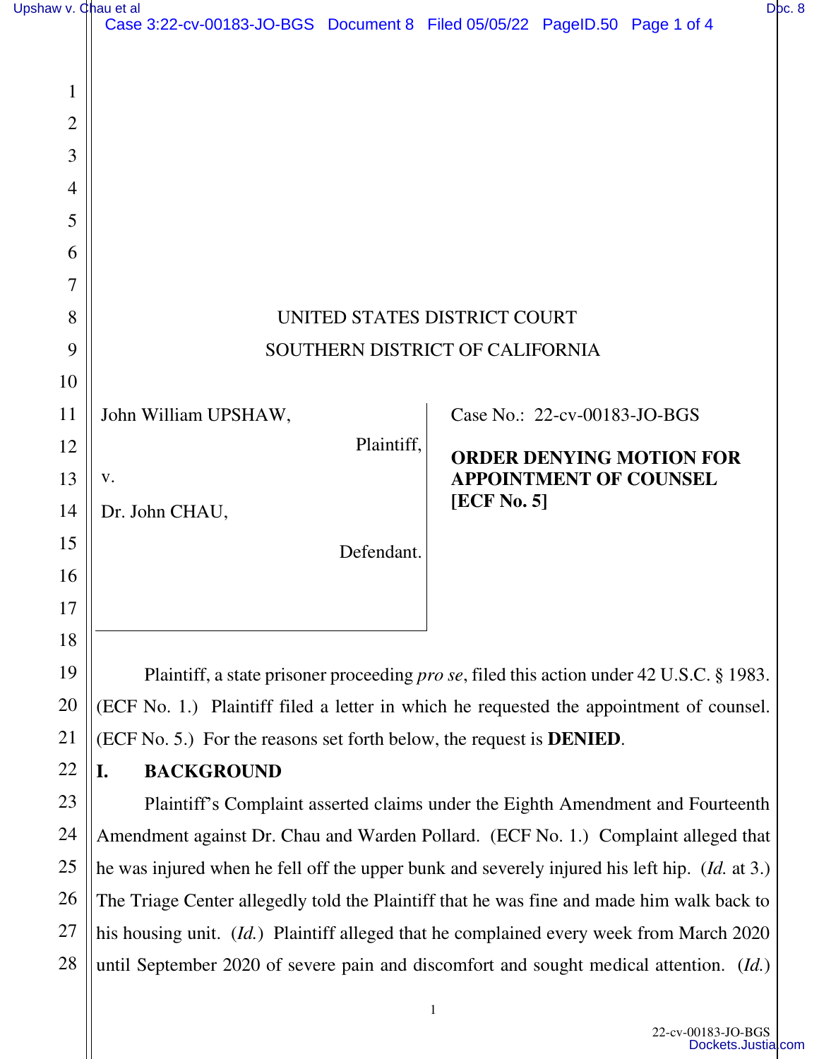UNITED STATES DISTRICT COURT

SOUTHERN DISTRICT OF CALIFORNIA

John William UPSHAW,

Plaintiff,

v.

Dr. John CHAU,

Defendant.

Case No.: 22-cv-00183-JO-BGS

**ORDER DENYING MOTION FOR APPOINTMENT OF COUNSEL [ECF No. 5]**

Plaintiff, a state prisoner proceeding *pro se*, filed this action under 42 U.S.C. § 1983. (ECF No. 1.) Plaintiff filed a letter in which he requested the appointment of counsel. (ECF No. 5.) For the reasons set forth below, the request is **DENIED**.

## I. BACKGROUND

Plaintiff's Complaint asserted claims under the Eighth Amendment and Fourteenth Amendment against Dr. Chau and Warden Pollard. (ECF No. 1.) Complaint alleged that he was injured when he fell off the upper bunk and severely injured his left hip. (*Id.* at 3.) The Triage Center allegedly told the Plaintiff that he was fine and made him walk back to his housing unit. (*Id.*) Plaintiff alleged that he complained every week from March 2020 until September 2020 of severe pain and discomfort and sought medical attention. (*Id.*)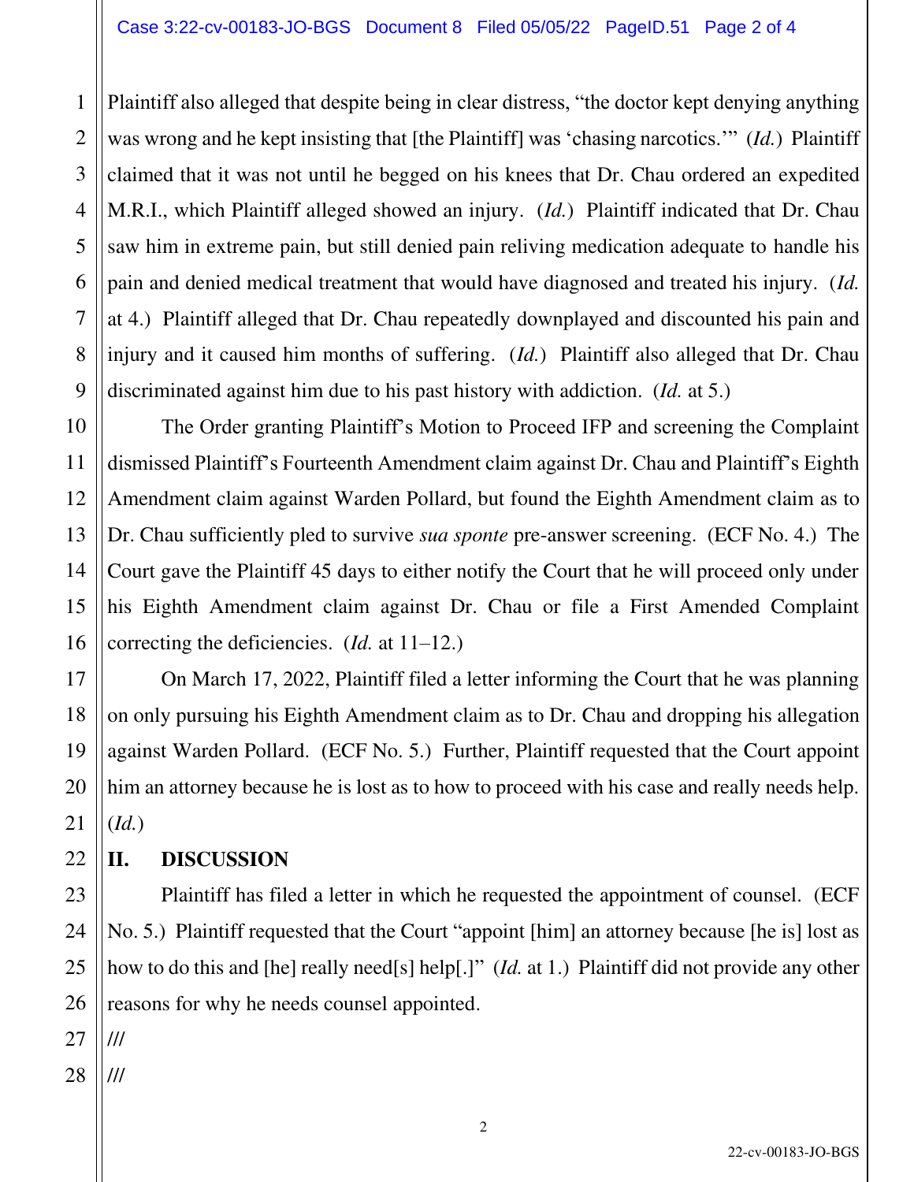Plaintiff also alleged that despite being in clear distress, "the doctor kept denying anything was wrong and he kept insisting that [the Plaintiff] was 'chasing narcotics.'" (*Id.*) Plaintiff claimed that it was not until he begged on his knees that Dr. Chau ordered an expedited M.R.I., which Plaintiff alleged showed an injury. (*Id.*) Plaintiff indicated that Dr. Chau saw him in extreme pain, but still denied pain reliving medication adequate to handle his pain and denied medical treatment that would have diagnosed and treated his injury. (*Id.* at 4.) Plaintiff alleged that Dr. Chau repeatedly downplayed and discounted his pain and injury and it caused him months of suffering. (*Id.*) Plaintiff also alleged that Dr. Chau discriminated against him due to his past history with addiction. (*Id.* at 5.)

The Order granting Plaintiff's Motion to Proceed IFP and screening the Complaint dismissed Plaintiff's Fourteenth Amendment claim against Dr. Chau and Plaintiff's Eighth Amendment claim against Warden Pollard, but found the Eighth Amendment claim as to Dr. Chau sufficiently pled to survive *sua sponte* pre-answer screening. (ECF No. 4.) The Court gave the Plaintiff 45 days to either notify the Court that he will proceed only under his Eighth Amendment claim against Dr. Chau or file a First Amended Complaint correcting the deficiencies. (*Id.* at 11–12.)

On March 17, 2022, Plaintiff filed a letter informing the Court that he was planning on only pursuing his Eighth Amendment claim as to Dr. Chau and dropping his allegation against Warden Pollard. (ECF No. 5.) Further, Plaintiff requested that the Court appoint him an attorney because he is lost as to how to proceed with his case and really needs help. (*Id.*)

## II. DISCUSSION

Plaintiff has filed a letter in which he requested the appointment of counsel. (ECF No. 5.) Plaintiff requested that the Court "appoint [him] an attorney because [he is] lost as how to do this and [he] really need[s] help[.]" (*Id.* at 1.) Plaintiff did not provide any other reasons for why he needs counsel appointed.

///

///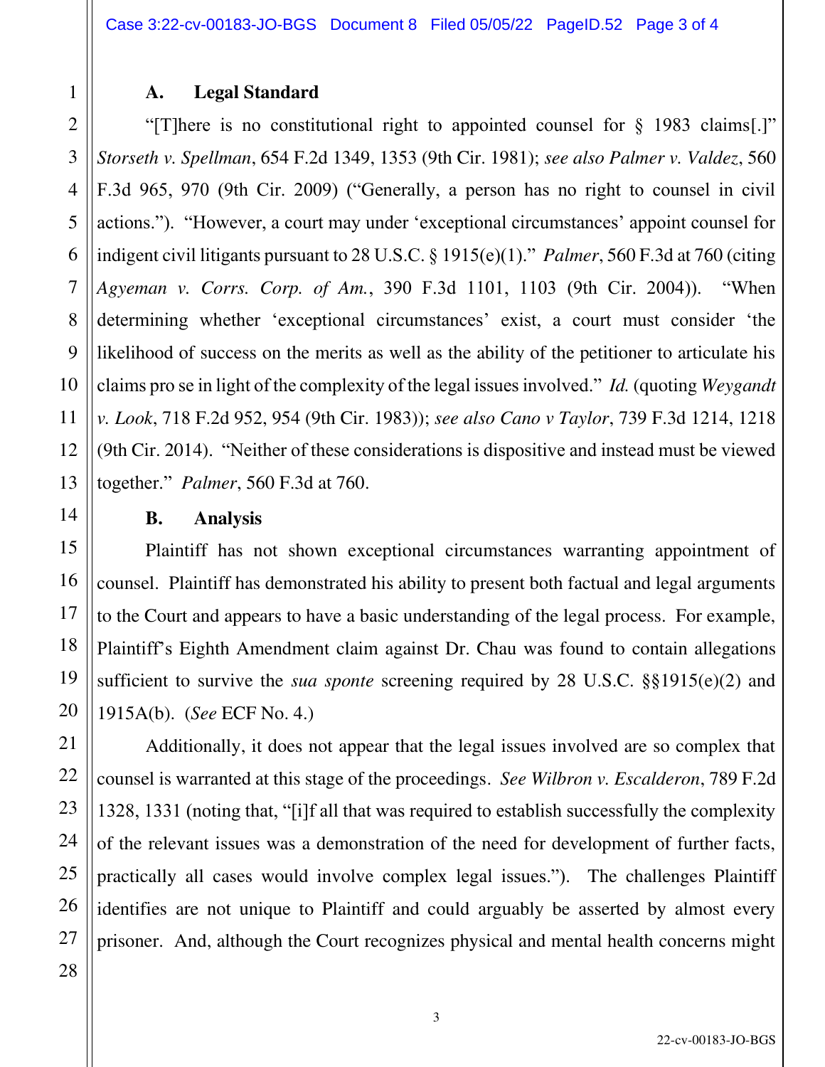### A. Legal Standard

"[T]here is no constitutional right to appointed counsel for § 1983 claims[.]" *Storseth v. Spellman*, 654 F.2d 1349, 1353 (9th Cir. 1981); *see also Palmer v. Valdez*, 560 F.3d 965, 970 (9th Cir. 2009) ("Generally, a person has no right to counsel in civil actions."). "However, a court may under 'exceptional circumstances' appoint counsel for indigent civil litigants pursuant to 28 U.S.C. § 1915(e)(1)." *Palmer*, 560 F.3d at 760 (citing *Agyeman v. Corrs. Corp. of Am.*, 390 F.3d 1101, 1103 (9th Cir. 2004)). "When determining whether 'exceptional circumstances' exist, a court must consider 'the likelihood of success on the merits as well as the ability of the petitioner to articulate his claims pro se in light of the complexity of the legal issues involved." *Id.* (quoting *Weygandt v. Look*, 718 F.2d 952, 954 (9th Cir. 1983)); *see also Cano v Taylor*, 739 F.3d 1214, 1218 (9th Cir. 2014). "Neither of these considerations is dispositive and instead must be viewed together." *Palmer*, 560 F.3d at 760.

### B. Analysis

Plaintiff has not shown exceptional circumstances warranting appointment of counsel. Plaintiff has demonstrated his ability to present both factual and legal arguments to the Court and appears to have a basic understanding of the legal process. For example, Plaintiff's Eighth Amendment claim against Dr. Chau was found to contain allegations sufficient to survive the *sua sponte* screening required by 28 U.S.C. §§1915(e)(2) and 1915A(b). (*See* ECF No. 4.)

Additionally, it does not appear that the legal issues involved are so complex that counsel is warranted at this stage of the proceedings. *See Wilbron v. Escalderon*, 789 F.2d 1328, 1331 (noting that, "[i]f all that was required to establish successfully the complexity of the relevant issues was a demonstration of the need for development of further facts, practically all cases would involve complex legal issues."). The challenges Plaintiff identifies are not unique to Plaintiff and could arguably be asserted by almost every prisoner. And, although the Court recognizes physical and mental health concerns might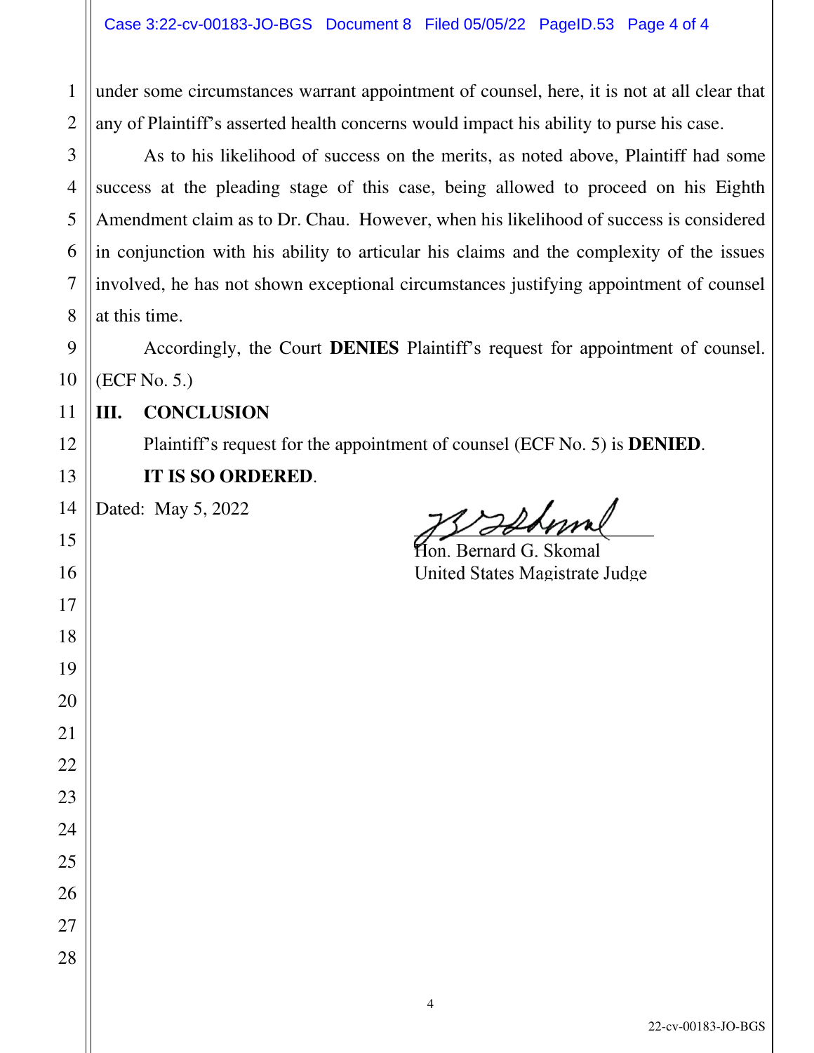under some circumstances warrant appointment of counsel, here, it is not at all clear that any of Plaintiff's asserted health concerns would impact his ability to purse his case.

As to his likelihood of success on the merits, as noted above, Plaintiff had some success at the pleading stage of this case, being allowed to proceed on his Eighth Amendment claim as to Dr. Chau. However, when his likelihood of success is considered in conjunction with his ability to articular his claims and the complexity of the issues involved, he has not shown exceptional circumstances justifying appointment of counsel at this time.

Accordingly, the Court **DENIES** Plaintiff's request for appointment of counsel. (ECF No. 5.)

## III. CONCLUSION

Plaintiff's request for the appointment of counsel (ECF No. 5) is **DENIED**.

**IT IS SO ORDERED**.

Dated: May 5, 2022

Hon. Bernard G. Skomal
United States Magistrate Judge